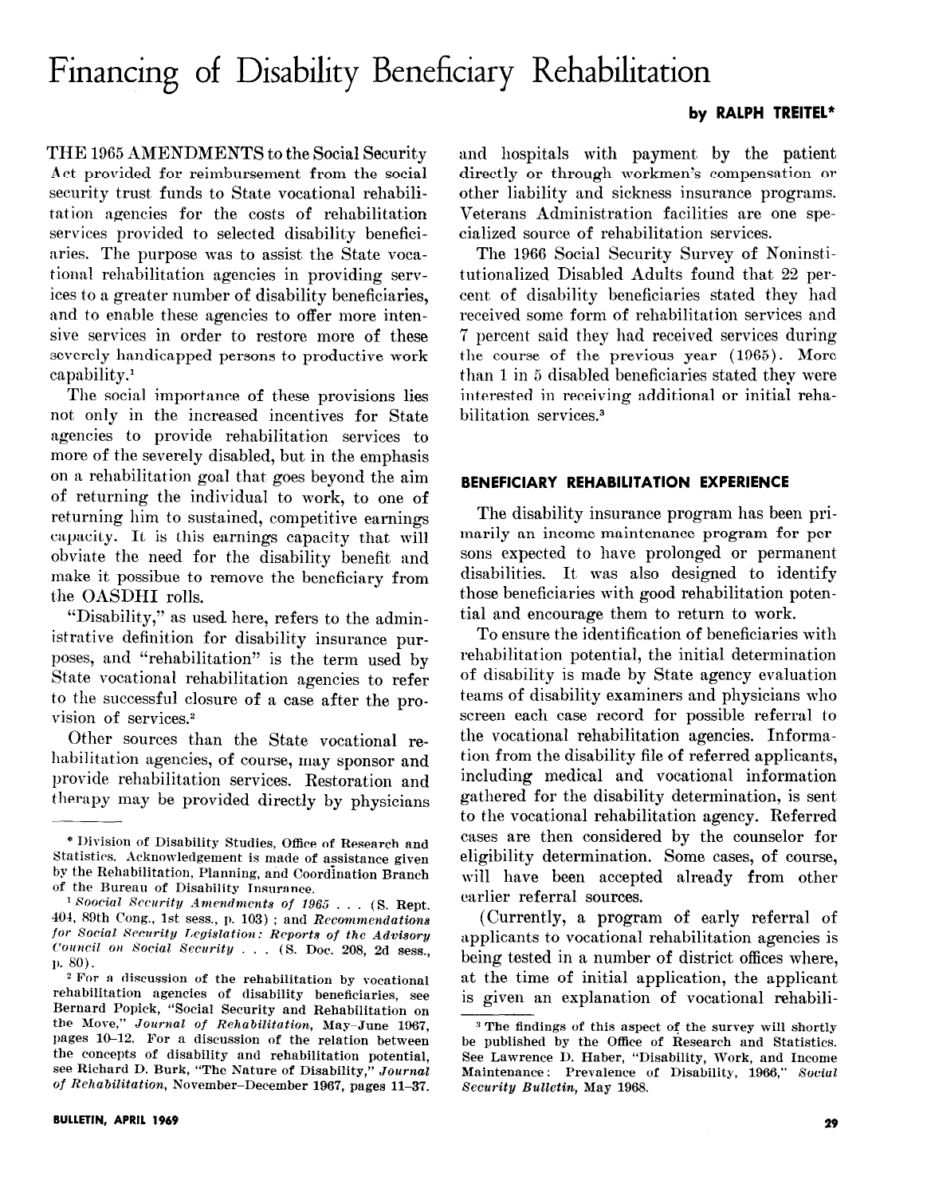# Financing of Disability Beneficiary Rehabilitation

**by RALPH TREITEL***

THE 1965 AMENDMENTS to the Social Security Act provided for reimbursement from the social security trust funds to State vocational rehabilitation agencies for the costs of rehabilitation services provided to selected disability beneficiaries. The purpose was to assist the State vocational rehabilitation agencies in providing services to a greater number of disability beneficiaries, and to enable these agencies to offer more intensive services in order to restore more of these severely handicapped persons to productive work capability.[1]

The social importance of these provisions lies not only in the increased incentives for State agencies to provide rehabilitation services to more of the severely disabled, but in the emphasis on a rehabilitation goal that goes beyond the aim of returning the individual to work, to one of returning him to sustained, competitive earnings capacity. It is this earnings capacity that will obviate the need for the disability benefit and make it possibue to remove the beneficiary from the OASDHI rolls.

"Disability," as used here, refers to the administrative definition for disability insurance purposes, and "rehabilitation" is the term used by State vocational rehabilitation agencies to refer to the successful closure of a case after the provision of services.[2]

Other sources than the State vocational rehabilitation agencies, of course, may sponsor and provide rehabilitation services. Restoration and therapy may be provided directly by physicians and hospitals with payment by the patient directly or through workmen's compensation or other liability and sickness insurance programs. Veterans Administration facilities are one specialized source of rehabilitation services.

The 1966 Social Security Survey of Noninstitutionalized Disabled Adults found that 22 percent of disability beneficiaries stated they had received some form of rehabilitation services and 7 percent said they had received services during the course of the previous year (1965). More than 1 in 5 disabled beneficiaries stated they were interested in receiving additional or initial rehabilitation services.[3]

## BENEFICIARY REHABILITATION EXPERIENCE

The disability insurance program has been primarily an income maintenance program for persons expected to have prolonged or permanent disabilities. It was also designed to identify those beneficiaries with good rehabilitation potential and encourage them to return to work.

To ensure the identification of beneficiaries with rehabilitation potential, the initial determination of disability is made by State agency evaluation teams of disability examiners and physicians who screen each case record for possible referral to the vocational rehabilitation agencies. Information from the disability file of referred applicants, including medical and vocational information gathered for the disability determination, is sent to the vocational rehabilitation agency. Referred cases are then considered by the counselor for eligibility determination. Some cases, of course, will have been accepted already from other earlier referral sources.

(Currently, a program of early referral of applicants to vocational rehabilitation agencies is being tested in a number of district offices where, at the time of initial application, the applicant is given an explanation of vocational rehabili-

---

* Division of Disability Studies, Office of Research and Statistics. Acknowledgement is made of assistance given by the Rehabilitation, Planning, and Coordination Branch of the Bureau of Disability Insurance.

[1] *Soocial Security Amendments of 1965 . . .* (S. Rept. 404, 89th Cong., 1st sess., p. 103); and *Recommendations for Social Security Legislation: Reports of the Advisory Council on Social Security . . .* (S. Doc. 208, 2d sess., p. 80).

[2] For a discussion of the rehabilitation by vocational rehabilitation agencies of disability beneficiaries, see Bernard Popick, "Social Security and Rehabilitation on the Move," *Journal of Rehabilitation*, May–June 1967, pages 10–12. For a discussion of the relation between the concepts of disability and rehabilitation potential, see Richard D. Burk, "The Nature of Disability," *Journal of Rehabilitation*, November–December 1967, pages 11–37.

[3] The findings of this aspect of the survey will shortly be published by the Office of Research and Statistics. See Lawrence D. Haber, "Disability, Work, and Income Maintenance: Prevalence of Disability, 1966," *Social Security Bulletin*, May 1968.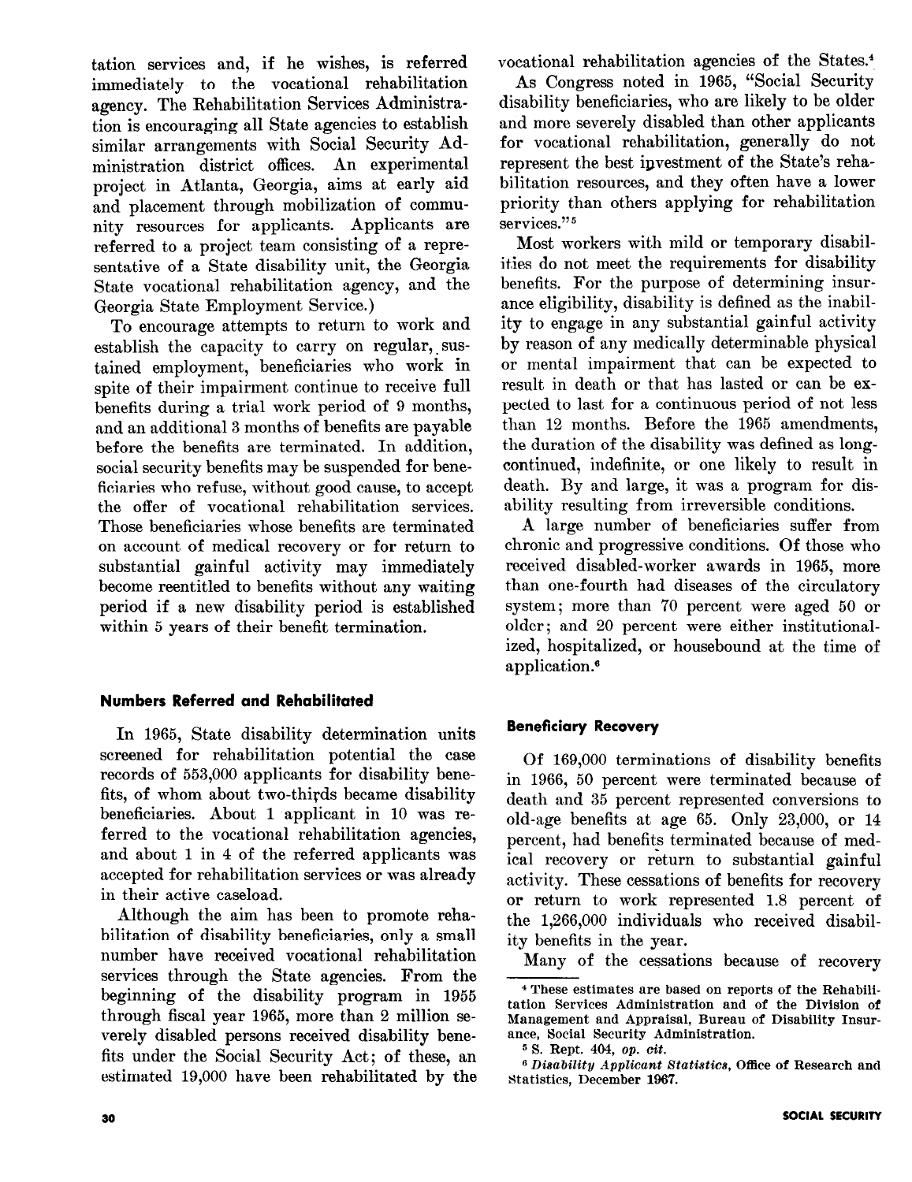tation services and, if he wishes, is referred immediately to the vocational rehabilitation agency. The Rehabilitation Services Administration is encouraging all State agencies to establish similar arrangements with Social Security Administration district offices. An experimental project in Atlanta, Georgia, aims at early aid and placement through mobilization of community resources for applicants. Applicants are referred to a project team consisting of a representative of a State disability unit, the Georgia State vocational rehabilitation agency, and the Georgia State Employment Service.)

To encourage attempts to return to work and establish the capacity to carry on regular, sustained employment, beneficiaries who work in spite of their impairment continue to receive full benefits during a trial work period of 9 months, and an additional 3 months of benefits are payable before the benefits are terminated. In addition, social security benefits may be suspended for beneficiaries who refuse, without good cause, to accept the offer of vocational rehabilitation services. Those beneficiaries whose benefits are terminated on account of medical recovery or for return to substantial gainful activity may immediately become reentitled to benefits without any waiting period if a new disability period is established within 5 years of their benefit termination.

### Numbers Referred and Rehabilitated

In 1965, State disability determination units screened for rehabilitation potential the case records of 553,000 applicants for disability benefits, of whom about two-thirds became disability beneficiaries. About 1 applicant in 10 was referred to the vocational rehabilitation agencies, and about 1 in 4 of the referred applicants was accepted for rehabilitation services or was already in their active caseload.

Although the aim has been to promote rehabilitation of disability beneficiaries, only a small number have received vocational rehabilitation services through the State agencies. From the beginning of the disability program in 1955 through fiscal year 1965, more than 2 million severely disabled persons received disability benefits under the Social Security Act; of these, an estimated 19,000 have been rehabilitated by the vocational rehabilitation agencies of the States.[4]

As Congress noted in 1965, "Social Security disability beneficiaries, who are likely to be older and more severely disabled than other applicants for vocational rehabilitation, generally do not represent the best investment of the State's rehabilitation resources, and they often have a lower priority than others applying for rehabilitation services."[5]

Most workers with mild or temporary disabilities do not meet the requirements for disability benefits. For the purpose of determining insurance eligibility, disability is defined as the inability to engage in any substantial gainful activity by reason of any medically determinable physical or mental impairment that can be expected to result in death or that has lasted or can be expected to last for a continuous period of not less than 12 months. Before the 1965 amendments, the duration of the disability was defined as long-continued, indefinite, or one likely to result in death. By and large, it was a program for disability resulting from irreversible conditions.

A large number of beneficiaries suffer from chronic and progressive conditions. Of those who received disabled-worker awards in 1965, more than one-fourth had diseases of the circulatory system; more than 70 percent were aged 50 or older; and 20 percent were either institutionalized, hospitalized, or housebound at the time of application.[6]

### Beneficiary Recovery

Of 169,000 terminations of disability benefits in 1966, 50 percent were terminated because of death and 35 percent represented conversions to old-age benefits at age 65. Only 23,000, or 14 percent, had benefits terminated because of medical recovery or return to substantial gainful activity. These cessations of benefits for recovery or return to work represented 1.8 percent of the 1,266,000 individuals who received disability benefits in the year.

Many of the cessations because of recovery

---

[4] These estimates are based on reports of the Rehabilitation Services Administration and of the Division of Management and Appraisal, Bureau of Disability Insurance, Social Security Administration.

[5] S. Rept. 404, *op. cit.*

[6] *Disability Applicant Statistics*, Office of Research and Statistics, December 1967.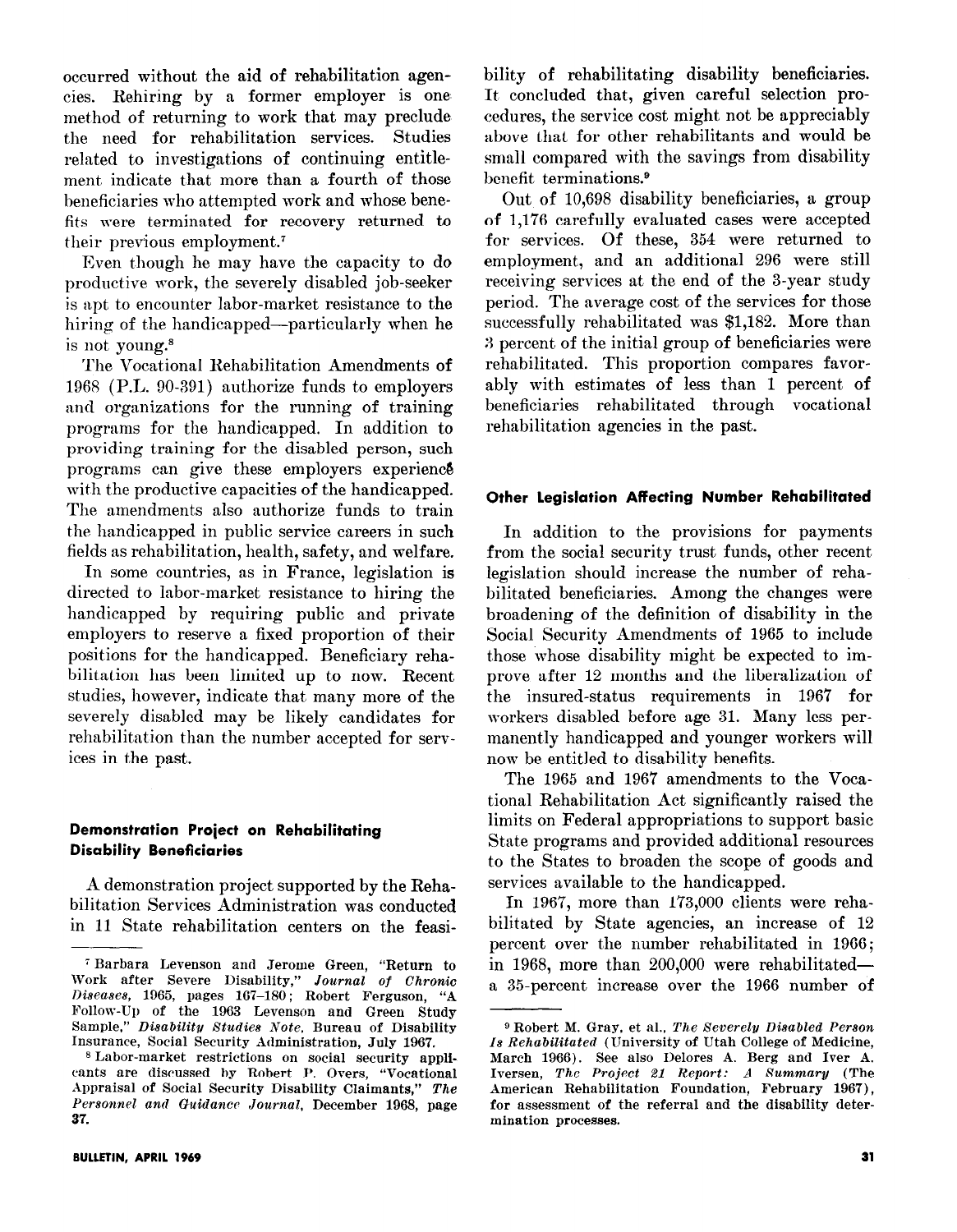occurred without the aid of rehabilitation agencies. Rehiring by a former employer is one method of returning to work that may preclude the need for rehabilitation services. Studies related to investigations of continuing entitlement indicate that more than a fourth of those beneficiaries who attempted work and whose benefits were terminated for recovery returned to their previous employment.[7]

Even though he may have the capacity to do productive work, the severely disabled job-seeker is apt to encounter labor-market resistance to the hiring of the handicapped—particularly when he is not young.[8]

The Vocational Rehabilitation Amendments of 1968 (P.L. 90-391) authorize funds to employers and organizations for the running of training programs for the handicapped. In addition to providing training for the disabled person, such programs can give these employers experience with the productive capacities of the handicapped. The amendments also authorize funds to train the handicapped in public service careers in such fields as rehabilitation, health, safety, and welfare.

In some countries, as in France, legislation is directed to labor-market resistance to hiring the handicapped by requiring public and private employers to reserve a fixed proportion of their positions for the handicapped. Beneficiary rehabilitation has been limited up to now. Recent studies, however, indicate that many more of the severely disabled may be likely candidates for rehabilitation than the number accepted for services in the past.

### Demonstration Project on Rehabilitating Disability Beneficiaries

A demonstration project supported by the Rehabilitation Services Administration was conducted in 11 State rehabilitation centers on the feasibility of rehabilitating disability beneficiaries. It concluded that, given careful selection procedures, the service cost might not be appreciably above that for other rehabilitants and would be small compared with the savings from disability benefit terminations.[9]

Out of 10,698 disability beneficiaries, a group of 1,176 carefully evaluated cases were accepted for services. Of these, 354 were returned to employment, and an additional 296 were still receiving services at the end of the 3-year study period. The average cost of the services for those successfully rehabilitated was $1,182. More than 3 percent of the initial group of beneficiaries were rehabilitated. This proportion compares favorably with estimates of less than 1 percent of beneficiaries rehabilitated through vocational rehabilitation agencies in the past.

### Other Legislation Affecting Number Rehabilitated

In addition to the provisions for payments from the social security trust funds, other recent legislation should increase the number of rehabilitated beneficiaries. Among the changes were broadening of the definition of disability in the Social Security Amendments of 1965 to include those whose disability might be expected to improve after 12 months and the liberalization of the insured-status requirements in 1967 for workers disabled before age 31. Many less permanently handicapped and younger workers will now be entitled to disability benefits.

The 1965 and 1967 amendments to the Vocational Rehabilitation Act significantly raised the limits on Federal appropriations to support basic State programs and provided additional resources to the States to broaden the scope of goods and services available to the handicapped.

In 1967, more than 173,000 clients were rehabilitated by State agencies, an increase of 12 percent over the number rehabilitated in 1966; in 1968, more than 200,000 were rehabilitated—a 35-percent increase over the 1966 number of

---

[7] Barbara Levenson and Jerome Green, "Return to Work after Severe Disability," *Journal of Chronic Diseases*, 1965, pages 167–180; Robert Ferguson, "A Follow-Up of the 1963 Levenson and Green Study Sample," *Disability Studies Note*, Bureau of Disability Insurance, Social Security Administration, July 1967.

[8] Labor-market restrictions on social security applicants are discussed by Robert P. Overs, "Vocational Appraisal of Social Security Disability Claimants," *The Personnel and Guidance Journal*, December 1968, page 37.

[9] Robert M. Gray, et al., *The Severely Disabled Person Is Rehabilitated* (University of Utah College of Medicine, March 1966). See also Delores A. Berg and Iver A. Iversen, *The Project 21 Report: A Summary* (The American Rehabilitation Foundation, February 1967), for assessment of the referral and the disability determination processes.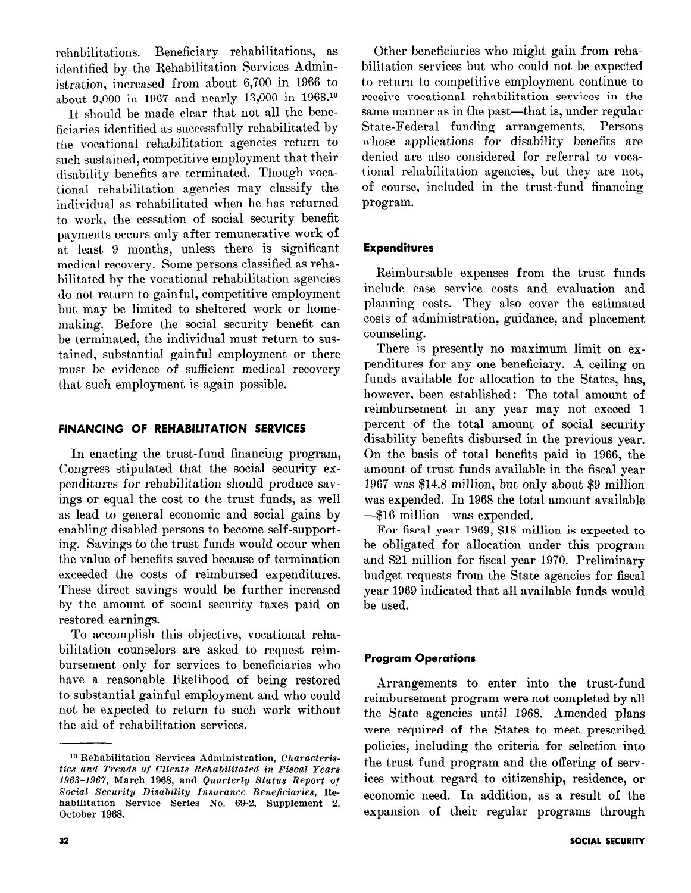rehabilitations. Beneficiary rehabilitations, as identified by the Rehabilitation Services Administration, increased from about 6,700 in 1966 to about 9,000 in 1967 and nearly 13,000 in 1968.[10]

It should be made clear that not all the beneficiaries identified as successfully rehabilitated by the vocational rehabilitation agencies return to such sustained, competitive employment that their disability benefits are terminated. Though vocational rehabilitation agencies may classify the individual as rehabilitated when he has returned to work, the cessation of social security benefit payments occurs only after remunerative work of at least 9 months, unless there is significant medical recovery. Some persons classified as rehabilitated by the vocational rehabilitation agencies do not return to gainful, competitive employment but may be limited to sheltered work or homemaking. Before the social security benefit can be terminated, the individual must return to sustained, substantial gainful employment or there must be evidence of sufficient medical recovery that such employment is again possible.

## FINANCING OF REHABILITATION SERVICES

In enacting the trust-fund financing program, Congress stipulated that the social security expenditures for rehabilitation should produce savings or equal the cost to the trust funds, as well as lead to general economic and social gains by enabling disabled persons to become self-supporting. Savings to the trust funds would occur when the value of benefits saved because of termination exceeded the costs of reimbursed expenditures. These direct savings would be further increased by the amount of social security taxes paid on restored earnings.

To accomplish this objective, vocational rehabilitation counselors are asked to request reimbursement only for services to beneficiaries who have a reasonable likelihood of being restored to substantial gainful employment and who could not be expected to return to such work without the aid of rehabilitation services.

Other beneficiaries who might gain from rehabilitation services but who could not be expected to return to competitive employment continue to receive vocational rehabilitation services in the same manner as in the past—that is, under regular State-Federal funding arrangements. Persons whose applications for disability benefits are denied are also considered for referral to vocational rehabilitation agencies, but they are not, of course, included in the trust-fund financing program.

### Expenditures

Reimbursable expenses from the trust funds include case service costs and evaluation and planning costs. They also cover the estimated costs of administration, guidance, and placement counseling.

There is presently no maximum limit on expenditures for any one beneficiary. A ceiling on funds available for allocation to the States, has, however, been established: The total amount of reimbursement in any year may not exceed 1 percent of the total amount of social security disability benefits disbursed in the previous year. On the basis of total benefits paid in 1966, the amount of trust funds available in the fiscal year 1967 was $14.8 million, but only about $9 million was expended. In 1968 the total amount available —$16 million—was expended.

For fiscal year 1969, $18 million is expected to be obligated for allocation under this program and $21 million for fiscal year 1970. Preliminary budget requests from the State agencies for fiscal year 1969 indicated that all available funds would be used.

### Program Operations

Arrangements to enter into the trust-fund reimbursement program were not completed by all the State agencies until 1968. Amended plans were required of the States to meet prescribed policies, including the criteria for selection into the trust fund program and the offering of services without regard to citizenship, residence, or economic need. In addition, as a result of the expansion of their regular programs through

---

[10] Rehabilitation Services Administration, *Characteristics and Trends of Clients Rehabilitated in Fiscal Years 1963–1967*, March 1968, and *Quarterly Status Report of Social Security Disability Insurance Beneficiaries*, Rehabilitation Service Series No. 69-2, Supplement 2, October 1968.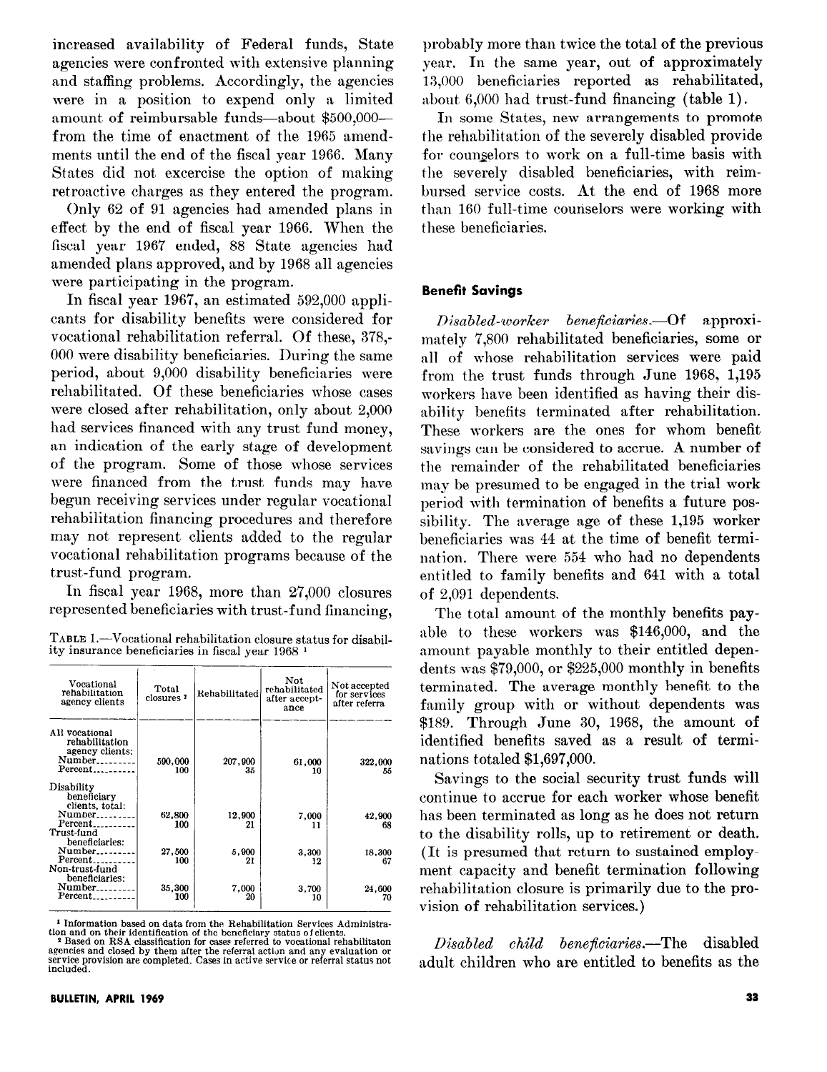increased availability of Federal funds, State agencies were confronted with extensive planning and staffing problems. Accordingly, the agencies were in a position to expend only a limited amount of reimbursable funds—about $500,000—from the time of enactment of the 1965 amendments until the end of the fiscal year 1966. Many States did not excercise the option of making retroactive charges as they entered the program.

Only 62 of 91 agencies had amended plans in effect by the end of fiscal year 1966. When the fiscal year 1967 ended, 88 State agencies had amended plans approved, and by 1968 all agencies were participating in the program.

In fiscal year 1967, an estimated 592,000 applicants for disability benefits were considered for vocational rehabilitation referral. Of these, 378,000 were disability beneficiaries. During the same period, about 9,000 disability beneficiaries were rehabilitated. Of these beneficiaries whose cases were closed after rehabilitation, only about 2,000 had services financed with any trust fund money, an indication of the early stage of development of the program. Some of those whose services were financed from the trust funds may have begun receiving services under regular vocational rehabilitation financing procedures and therefore may not represent clients added to the regular vocational rehabilitation programs because of the trust-fund program.

In fiscal year 1968, more than 27,000 closures represented beneficiaries with trust-fund financing, probably more than twice the total of the previous year. In the same year, out of approximately 13,000 beneficiaries reported as rehabilitated, about 6,000 had trust-fund financing (table 1).

TABLE 1.—Vocational rehabilitation closure status for disability insurance beneficiaries in fiscal year 1968 [1]

| Vocational rehabilitation agency clients | Total closures [2] | Rehabilitated | Not rehabilitated after acceptance | Not accepted for services after referra |
|---|---|---|---|---|
| All vocational rehabilitation agency clients: | | | | |
| Number | 590,000 | 207,900 | 61,000 | 322,000 |
| Percent | 100 | 35 | 10 | 55 |
| Disability beneficiary clients, total: | | | | |
| Number | 62,800 | 12,900 | 7,000 | 42,900 |
| Percent | 100 | 21 | 11 | 68 |
| Trust-fund beneficiaries: | | | | |
| Number | 27,500 | 5,900 | 3,300 | 18,300 |
| Percent | 100 | 21 | 12 | 67 |
| Non-trust-fund beneficiaries: | | | | |
| Number | 35,300 | 7,000 | 3,700 | 24,600 |
| Percent | 100 | 20 | 10 | 70 |

[1] Information based on data from the Rehabilitation Services Administration and on their identification of the beneficiary status of clients.

[2] Based on RSA classification for cases referred to vocational rehabilitaton agencies and closed by them after the referral action and any evaluation or service provision are completed. Cases in active service or referral status not included.

In some States, new arrangements to promote the rehabilitation of the severely disabled provide for counselors to work on a full-time basis with the severely disabled beneficiaries, with reimbursed service costs. At the end of 1968 more than 160 full-time counselors were working with these beneficiaries.

## Benefit Savings

*Disabled-worker beneficiaries.*—Of approximately 7,800 rehabilitated beneficiaries, some or all of whose rehabilitation services were paid from the trust funds through June 1968, 1,195 workers have been identified as having their disability benefits terminated after rehabilitation. These workers are the ones for whom benefit savings can be considered to accrue. A number of the remainder of the rehabilitated beneficiaries may be presumed to be engaged in the trial work period with termination of benefits a future possibility. The average age of these 1,195 worker beneficiaries was 44 at the time of benefit termination. There were 554 who had no dependents entitled to family benefits and 641 with a total of 2,091 dependents.

The total amount of the monthly benefits payable to these workers was $146,000, and the amount payable monthly to their entitled dependents was $79,000, or $225,000 monthly in benefits terminated. The average monthly benefit to the family group with or without dependents was $189. Through June 30, 1968, the amount of identified benefits saved as a result of terminations totaled $1,697,000.

Savings to the social security trust funds will continue to accrue for each worker whose benefit has been terminated as long as he does not return to the disability rolls, up to retirement or death. (It is presumed that return to sustained employment capacity and benefit termination following rehabilitation closure is primarily due to the provision of rehabilitation services.)

*Disabled child beneficiaries.*—The disabled adult children who are entitled to benefits as the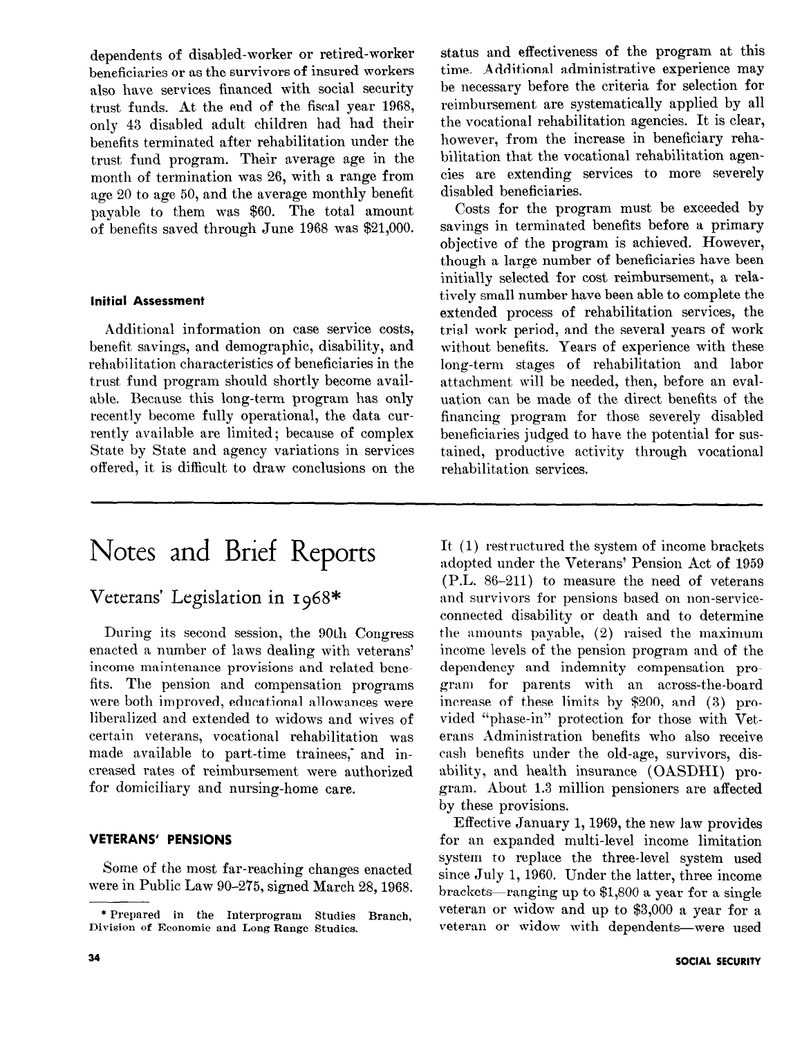dependents of disabled-worker or retired-worker beneficiaries or as the survivors of insured workers also have services financed with social security trust funds. At the end of the fiscal year 1968, only 43 disabled adult children had had their benefits terminated after rehabilitation under the trust fund program. Their average age in the month of termination was 26, with a range from age 20 to age 50, and the average monthly benefit payable to them was $60. The total amount of benefits saved through June 1968 was $21,000.

#### Initial Assessment

Additional information on case service costs, benefit savings, and demographic, disability, and rehabilitation characteristics of beneficiaries in the trust fund program should shortly become available. Because this long-term program has only recently become fully operational, the data currently available are limited; because of complex State by State and agency variations in services offered, it is difficult to draw conclusions on the status and effectiveness of the program at this time. Additional administrative experience may be necessary before the criteria for selection for reimbursement are systematically applied by all the vocational rehabilitation agencies. It is clear, however, from the increase in beneficiary rehabilitation that the vocational rehabilitation agencies are extending services to more severely disabled beneficiaries.

Costs for the program must be exceeded by savings in terminated benefits before a primary objective of the program is achieved. However, though a large number of beneficiaries have been initially selected for cost reimbursement, a relatively small number have been able to complete the extended process of rehabilitation services, the trial work period, and the several years of work without benefits. Years of experience with these long-term stages of rehabilitation and labor attachment will be needed, then, before an evaluation can be made of the direct benefits of the financing program for those severely disabled beneficiaries judged to have the potential for sustained, productive activity through vocational rehabilitation services.

# Notes and Brief Reports

## Veterans' Legislation in 1968*

During its second session, the 90th Congress enacted a number of laws dealing with veterans' income maintenance provisions and related benefits. The pension and compensation programs were both improved, educational allowances were liberalized and extended to widows and wives of certain veterans, vocational rehabilitation was made available to part-time trainees, and increased rates of reimbursement were authorized for domiciliary and nursing-home care.

#### VETERANS' PENSIONS

Some of the most far-reaching changes enacted were in Public Law 90–275, signed March 28, 1968. It (1) restructured the system of income brackets adopted under the Veterans' Pension Act of 1959 (P.L. 86–211) to measure the need of veterans and survivors for pensions based on non-service-connected disability or death and to determine the amounts payable, (2) raised the maximum income levels of the pension program and of the dependency and indemnity compensation program for parents with an across-the-board increase of these limits by $200, and (3) provided "phase-in" protection for those with Veterans Administration benefits who also receive cash benefits under the old-age, survivors, disability, and health insurance (OASDHI) program. About 1.3 million pensioners are affected by these provisions.

Effective January 1, 1969, the new law provides for an expanded multi-level income limitation system to replace the three-level system used since July 1, 1960. Under the latter, three income brackets—ranging up to $1,800 a year for a single veteran or widow and up to $3,000 a year for a veteran or widow with dependents—were used

\* Prepared in the Interprogram Studies Branch, Division of Economic and Long Range Studies.